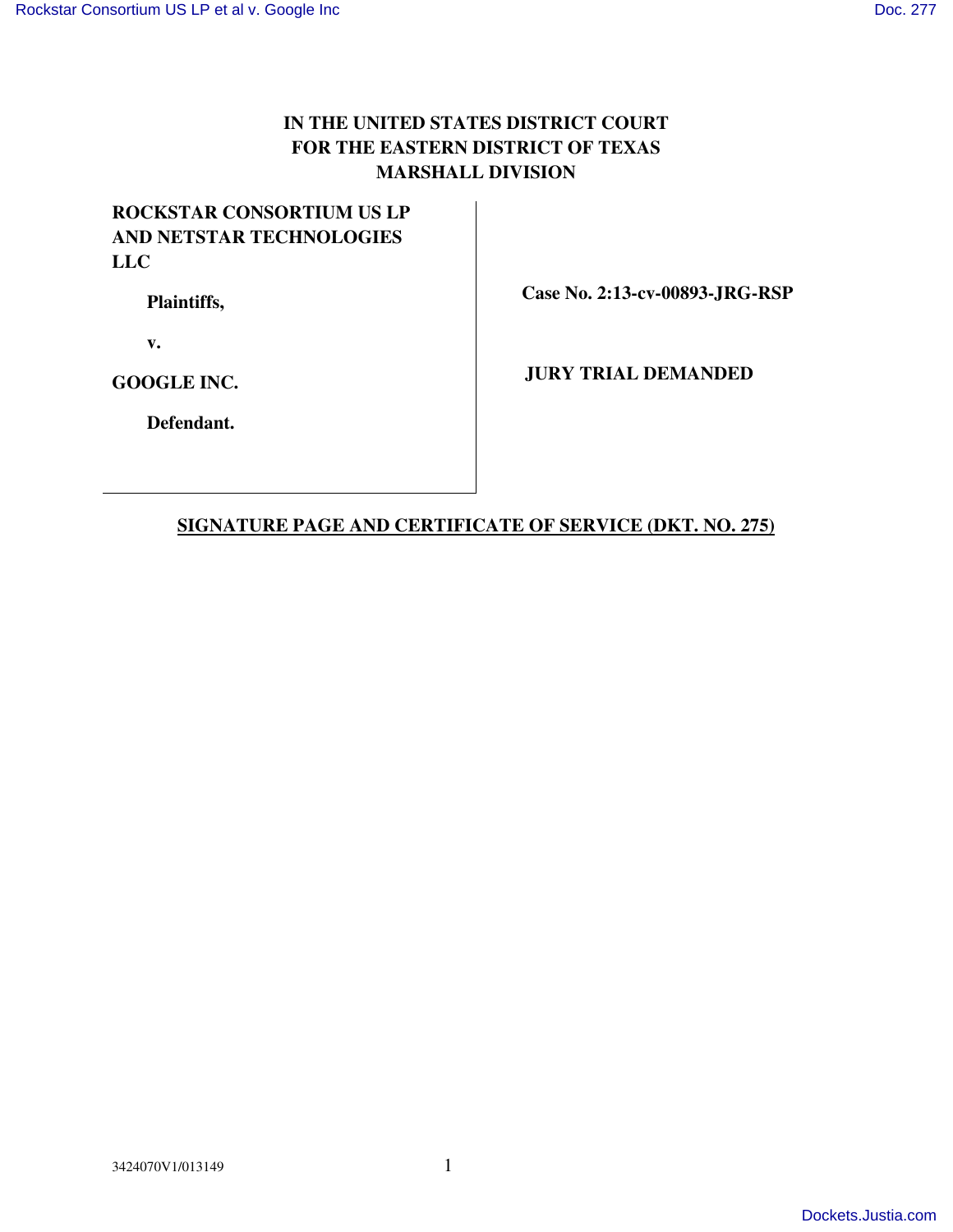**IN THE UNITED STATES DISTRICT COURT**
**FOR THE EASTERN DISTRICT OF TEXAS**
**MARSHALL DIVISION**

| | |
|---|---|
| **ROCKSTAR CONSORTIUM US LP AND NETSTAR TECHNOLOGIES LLC** | |
| **Plaintiffs,** | **Case No. 2:13-cv-00893-JRG-RSP** |
| **v.** | |
| **GOOGLE INC.** | **JURY TRIAL DEMANDED** |
| **Defendant.** | |

**SIGNATURE PAGE AND CERTIFICATE OF SERVICE (DKT. NO. 275)**

3424070V1/013149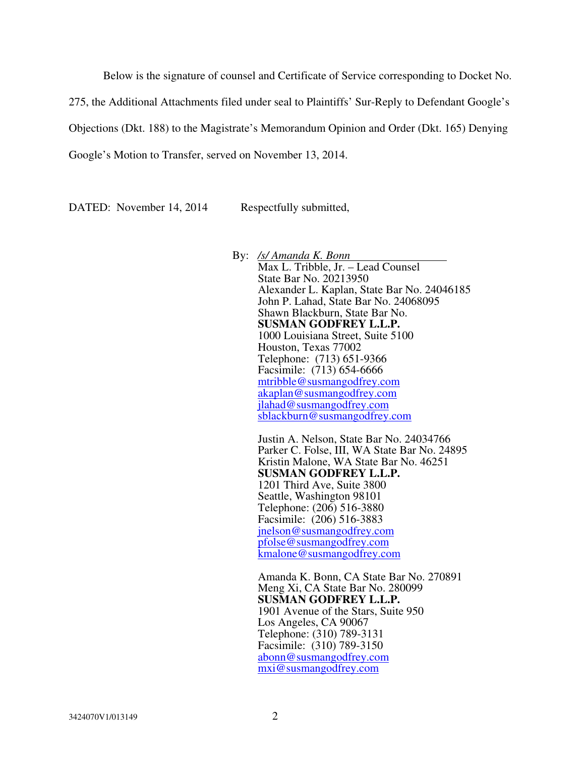Below is the signature of counsel and Certificate of Service corresponding to Docket No. 275, the Additional Attachments filed under seal to Plaintiffs' Sur-Reply to Defendant Google's Objections (Dkt. 188) to the Magistrate's Memorandum Opinion and Order (Dkt. 165) Denying Google's Motion to Transfer, served on November 13, 2014.

DATED: November 14, 2014 Respectfully submitted,

By: */s/ Amanda K. Bonn*
Max L. Tribble, Jr. – Lead Counsel
State Bar No. 20213950
Alexander L. Kaplan, State Bar No. 24046185
John P. Lahad, State Bar No. 24068095
Shawn Blackburn, State Bar No.
**SUSMAN GODFREY L.L.P.**
1000 Louisiana Street, Suite 5100
Houston, Texas 77002
Telephone: (713) 651-9366
Facsimile: (713) 654-6666
mtribble@susmangodfrey.com
akaplan@susmangodfrey.com
jlahad@susmangodfrey.com
sblackburn@susmangodfrey.com

Justin A. Nelson, State Bar No. 24034766
Parker C. Folse, III, WA State Bar No. 24895
Kristin Malone, WA State Bar No. 46251
**SUSMAN GODFREY L.L.P.**
1201 Third Ave, Suite 3800
Seattle, Washington 98101
Telephone: (206) 516-3880
Facsimile: (206) 516-3883
jnelson@susmangodfrey.com
pfolse@susmangodfrey.com
kmalone@susmangodfrey.com

Amanda K. Bonn, CA State Bar No. 270891
Meng Xi, CA State Bar No. 280099
**SUSMAN GODFREY L.L.P.**
1901 Avenue of the Stars, Suite 950
Los Angeles, CA 90067
Telephone: (310) 789-3131
Facsimile: (310) 789-3150
abonn@susmangodfrey.com
mxi@susmangodfrey.com

3424070V1/013149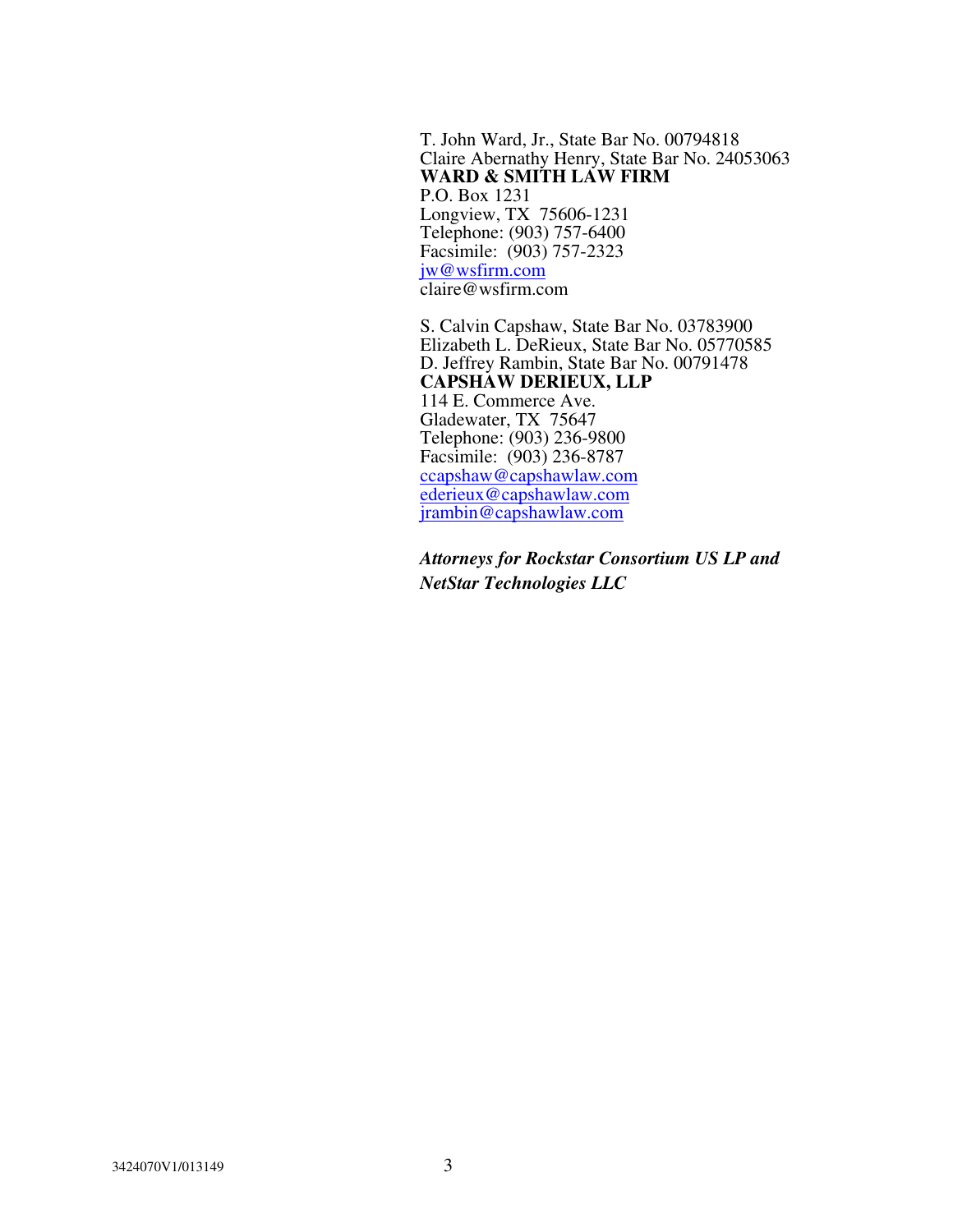T. John Ward, Jr., State Bar No. 00794818
Claire Abernathy Henry, State Bar No. 24053063
**WARD & SMITH LAW FIRM**
P.O. Box 1231
Longview, TX 75606-1231
Telephone: (903) 757-6400
Facsimile: (903) 757-2323
jw@wsfirm.com
claire@wsfirm.com

S. Calvin Capshaw, State Bar No. 03783900
Elizabeth L. DeRieux, State Bar No. 05770585
D. Jeffrey Rambin, State Bar No. 00791478
**CAPSHAW DERIEUX, LLP**
114 E. Commerce Ave.
Gladewater, TX 75647
Telephone: (903) 236-9800
Facsimile: (903) 236-8787
ccapshaw@capshawlaw.com
ederieux@capshawlaw.com
jrambin@capshawlaw.com

***Attorneys for Rockstar Consortium US LP and NetStar Technologies LLC***

3424070V1/013149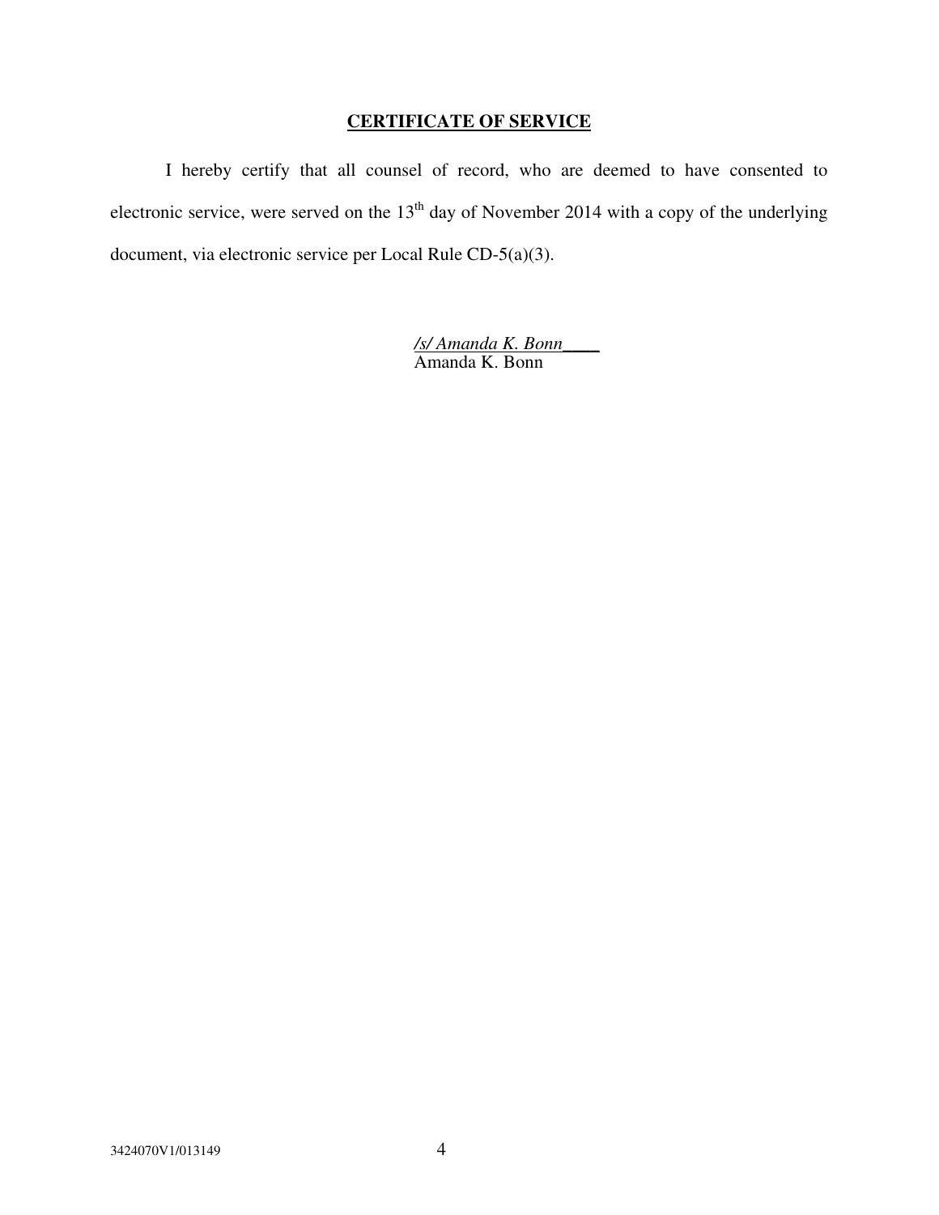**CERTIFICATE OF SERVICE**

I hereby certify that all counsel of record, who are deemed to have consented to electronic service, were served on the 13th day of November 2014 with a copy of the underlying document, via electronic service per Local Rule CD-5(a)(3).

*/s/ Amanda K. Bonn*____
Amanda K. Bonn

3424070V1/013149